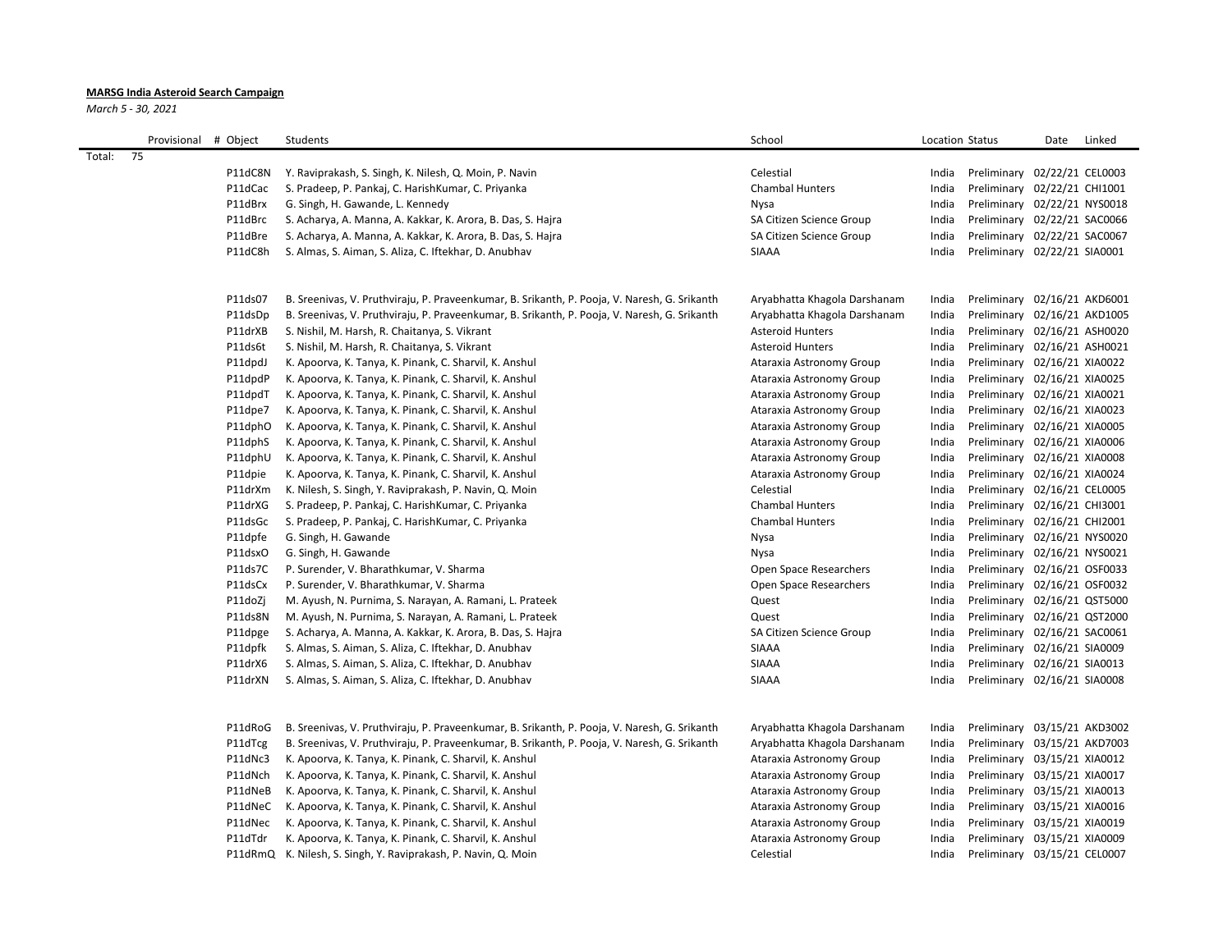**MARSG India Asteroid Search Campaign**

*March 5 - 30, 2021*

| | Provisional | # Object | Students | School | Location | Status | Date | Linked |
|---|---|---|---|---|---|---|---|---|
| Total: | 75 | | | | | | | |
| | | P11dC8N | Y. Raviprakash, S. Singh, K. Nilesh, Q. Moin, P. Navin | Celestial | India | Preliminary | 02/22/21 | CEL0003 |
| | | P11dCac | S. Pradeep, P. Pankaj, C. HarishKumar, C. Priyanka | Chambal Hunters | India | Preliminary | 02/22/21 | CHI1001 |
| | | P11dBrx | G. Singh, H. Gawande, L. Kennedy | Nysa | India | Preliminary | 02/22/21 | NYS0018 |
| | | P11dBrc | S. Acharya, A. Manna, A. Kakkar, K. Arora, B. Das, S. Hajra | SA Citizen Science Group | India | Preliminary | 02/22/21 | SAC0066 |
| | | P11dBre | S. Acharya, A. Manna, A. Kakkar, K. Arora, B. Das, S. Hajra | SA Citizen Science Group | India | Preliminary | 02/22/21 | SAC0067 |
| | | P11dC8h | S. Almas, S. Aiman, S. Aliza, C. Iftekhar, D. Anubhav | SIAAA | India | Preliminary | 02/22/21 | SIA0001 |
| | | | | | | | | |
| | | P11ds07 | B. Sreenivas, V. Pruthviraju, P. Praveenkumar, B. Srikanth, P. Pooja, V. Naresh, G. Srikanth | Aryabhatta Khagola Darshanam | India | Preliminary | 02/16/21 | AKD6001 |
| | | P11dsDp | B. Sreenivas, V. Pruthviraju, P. Praveenkumar, B. Srikanth, P. Pooja, V. Naresh, G. Srikanth | Aryabhatta Khagola Darshanam | India | Preliminary | 02/16/21 | AKD1005 |
| | | P11drXB | S. Nishil, M. Harsh, R. Chaitanya, S. Vikrant | Asteroid Hunters | India | Preliminary | 02/16/21 | ASH0020 |
| | | P11ds6t | S. Nishil, M. Harsh, R. Chaitanya, S. Vikrant | Asteroid Hunters | India | Preliminary | 02/16/21 | ASH0021 |
| | | P11dpdJ | K. Apoorva, K. Tanya, K. Pinank, C. Sharvil, K. Anshul | Ataraxia Astronomy Group | India | Preliminary | 02/16/21 | XIA0022 |
| | | P11dpdP | K. Apoorva, K. Tanya, K. Pinank, C. Sharvil, K. Anshul | Ataraxia Astronomy Group | India | Preliminary | 02/16/21 | XIA0025 |
| | | P11dpdT | K. Apoorva, K. Tanya, K. Pinank, C. Sharvil, K. Anshul | Ataraxia Astronomy Group | India | Preliminary | 02/16/21 | XIA0021 |
| | | P11dpe7 | K. Apoorva, K. Tanya, K. Pinank, C. Sharvil, K. Anshul | Ataraxia Astronomy Group | India | Preliminary | 02/16/21 | XIA0023 |
| | | P11dphO | K. Apoorva, K. Tanya, K. Pinank, C. Sharvil, K. Anshul | Ataraxia Astronomy Group | India | Preliminary | 02/16/21 | XIA0005 |
| | | P11dphS | K. Apoorva, K. Tanya, K. Pinank, C. Sharvil, K. Anshul | Ataraxia Astronomy Group | India | Preliminary | 02/16/21 | XIA0006 |
| | | P11dphU | K. Apoorva, K. Tanya, K. Pinank, C. Sharvil, K. Anshul | Ataraxia Astronomy Group | India | Preliminary | 02/16/21 | XIA0008 |
| | | P11dpie | K. Apoorva, K. Tanya, K. Pinank, C. Sharvil, K. Anshul | Ataraxia Astronomy Group | India | Preliminary | 02/16/21 | XIA0024 |
| | | P11drXm | K. Nilesh, S. Singh, Y. Raviprakash, P. Navin, Q. Moin | Celestial | India | Preliminary | 02/16/21 | CEL0005 |
| | | P11drXG | S. Pradeep, P. Pankaj, C. HarishKumar, C. Priyanka | Chambal Hunters | India | Preliminary | 02/16/21 | CHI3001 |
| | | P11dsGc | S. Pradeep, P. Pankaj, C. HarishKumar, C. Priyanka | Chambal Hunters | India | Preliminary | 02/16/21 | CHI2001 |
| | | P11dpfe | G. Singh, H. Gawande | Nysa | India | Preliminary | 02/16/21 | NYS0020 |
| | | P11dsxO | G. Singh, H. Gawande | Nysa | India | Preliminary | 02/16/21 | NYS0021 |
| | | P11ds7C | P. Surender, V. Bharathkumar, V. Sharma | Open Space Researchers | India | Preliminary | 02/16/21 | OSF0033 |
| | | P11dsCx | P. Surender, V. Bharathkumar, V. Sharma | Open Space Researchers | India | Preliminary | 02/16/21 | OSF0032 |
| | | P11doZj | M. Ayush, N. Purnima, S. Narayan, A. Ramani, L. Prateek | Quest | India | Preliminary | 02/16/21 | QST5000 |
| | | P11ds8N | M. Ayush, N. Purnima, S. Narayan, A. Ramani, L. Prateek | Quest | India | Preliminary | 02/16/21 | QST2000 |
| | | P11dpge | S. Acharya, A. Manna, A. Kakkar, K. Arora, B. Das, S. Hajra | SA Citizen Science Group | India | Preliminary | 02/16/21 | SAC0061 |
| | | P11dpfk | S. Almas, S. Aiman, S. Aliza, C. Iftekhar, D. Anubhav | SIAAA | India | Preliminary | 02/16/21 | SIA0009 |
| | | P11drX6 | S. Almas, S. Aiman, S. Aliza, C. Iftekhar, D. Anubhav | SIAAA | India | Preliminary | 02/16/21 | SIA0013 |
| | | P11drXN | S. Almas, S. Aiman, S. Aliza, C. Iftekhar, D. Anubhav | SIAAA | India | Preliminary | 02/16/21 | SIA0008 |
| | | | | | | | | |
| | | P11dRoG | B. Sreenivas, V. Pruthviraju, P. Praveenkumar, B. Srikanth, P. Pooja, V. Naresh, G. Srikanth | Aryabhatta Khagola Darshanam | India | Preliminary | 03/15/21 | AKD3002 |
| | | P11dTcg | B. Sreenivas, V. Pruthviraju, P. Praveenkumar, B. Srikanth, P. Pooja, V. Naresh, G. Srikanth | Aryabhatta Khagola Darshanam | India | Preliminary | 03/15/21 | AKD7003 |
| | | P11dNc3 | K. Apoorva, K. Tanya, K. Pinank, C. Sharvil, K. Anshul | Ataraxia Astronomy Group | India | Preliminary | 03/15/21 | XIA0012 |
| | | P11dNch | K. Apoorva, K. Tanya, K. Pinank, C. Sharvil, K. Anshul | Ataraxia Astronomy Group | India | Preliminary | 03/15/21 | XIA0017 |
| | | P11dNeB | K. Apoorva, K. Tanya, K. Pinank, C. Sharvil, K. Anshul | Ataraxia Astronomy Group | India | Preliminary | 03/15/21 | XIA0013 |
| | | P11dNeC | K. Apoorva, K. Tanya, K. Pinank, C. Sharvil, K. Anshul | Ataraxia Astronomy Group | India | Preliminary | 03/15/21 | XIA0016 |
| | | P11dNec | K. Apoorva, K. Tanya, K. Pinank, C. Sharvil, K. Anshul | Ataraxia Astronomy Group | India | Preliminary | 03/15/21 | XIA0019 |
| | | P11dTdr | K. Apoorva, K. Tanya, K. Pinank, C. Sharvil, K. Anshul | Ataraxia Astronomy Group | India | Preliminary | 03/15/21 | XIA0009 |
| | | P11dRmQ | K. Nilesh, S. Singh, Y. Raviprakash, P. Navin, Q. Moin | Celestial | India | Preliminary | 03/15/21 | CEL0007 |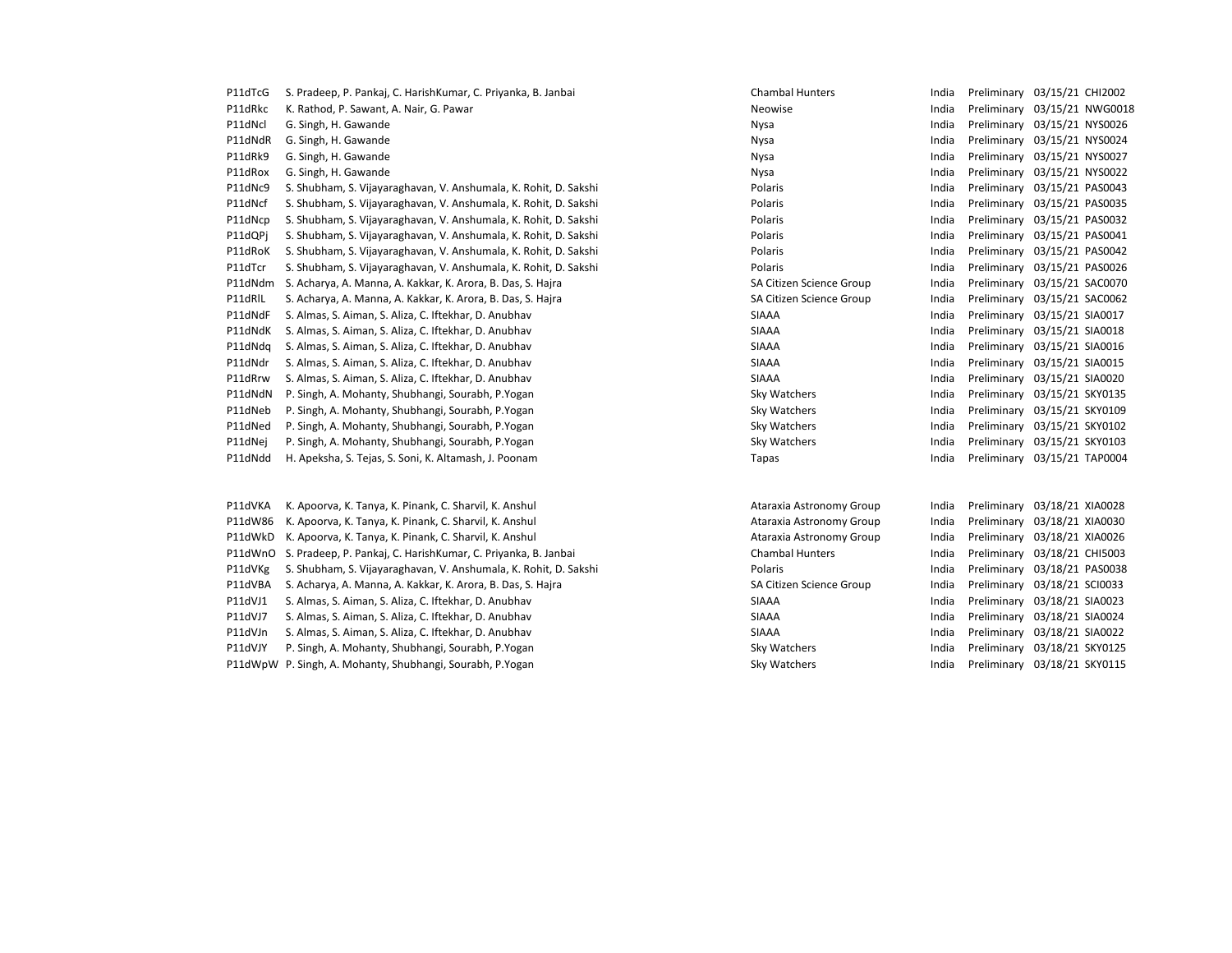| | | | | | | |
|---|---|---|---|---|---|---|
| P11dTcG | S. Pradeep, P. Pankaj, C. HarishKumar, C. Priyanka, B. Janbai | Chambal Hunters | India | Preliminary | 03/15/21 | CHI2002 |
| P11dRkc | K. Rathod, P. Sawant, A. Nair, G. Pawar | Neowise | India | Preliminary | 03/15/21 | NWG0018 |
| P11dNcl | G. Singh, H. Gawande | Nysa | India | Preliminary | 03/15/21 | NYS0026 |
| P11dNdR | G. Singh, H. Gawande | Nysa | India | Preliminary | 03/15/21 | NYS0024 |
| P11dRk9 | G. Singh, H. Gawande | Nysa | India | Preliminary | 03/15/21 | NYS0027 |
| P11dRox | G. Singh, H. Gawande | Nysa | India | Preliminary | 03/15/21 | NYS0022 |
| P11dNc9 | S. Shubham, S. Vijayaraghavan, V. Anshumala, K. Rohit, D. Sakshi | Polaris | India | Preliminary | 03/15/21 | PAS0043 |
| P11dNcf | S. Shubham, S. Vijayaraghavan, V. Anshumala, K. Rohit, D. Sakshi | Polaris | India | Preliminary | 03/15/21 | PAS0035 |
| P11dNcp | S. Shubham, S. Vijayaraghavan, V. Anshumala, K. Rohit, D. Sakshi | Polaris | India | Preliminary | 03/15/21 | PAS0032 |
| P11dQPj | S. Shubham, S. Vijayaraghavan, V. Anshumala, K. Rohit, D. Sakshi | Polaris | India | Preliminary | 03/15/21 | PAS0041 |
| P11dRoK | S. Shubham, S. Vijayaraghavan, V. Anshumala, K. Rohit, D. Sakshi | Polaris | India | Preliminary | 03/15/21 | PAS0042 |
| P11dTcr | S. Shubham, S. Vijayaraghavan, V. Anshumala, K. Rohit, D. Sakshi | Polaris | India | Preliminary | 03/15/21 | PAS0026 |
| P11dNdm | S. Acharya, A. Manna, A. Kakkar, K. Arora, B. Das, S. Hajra | SA Citizen Science Group | India | Preliminary | 03/15/21 | SAC0070 |
| P11dRlL | S. Acharya, A. Manna, A. Kakkar, K. Arora, B. Das, S. Hajra | SA Citizen Science Group | India | Preliminary | 03/15/21 | SAC0062 |
| P11dNdF | S. Almas, S. Aiman, S. Aliza, C. Iftekhar, D. Anubhav | SIAAA | India | Preliminary | 03/15/21 | SIA0017 |
| P11dNdK | S. Almas, S. Aiman, S. Aliza, C. Iftekhar, D. Anubhav | SIAAA | India | Preliminary | 03/15/21 | SIA0018 |
| P11dNdq | S. Almas, S. Aiman, S. Aliza, C. Iftekhar, D. Anubhav | SIAAA | India | Preliminary | 03/15/21 | SIA0016 |
| P11dNdr | S. Almas, S. Aiman, S. Aliza, C. Iftekhar, D. Anubhav | SIAAA | India | Preliminary | 03/15/21 | SIA0015 |
| P11dRrw | S. Almas, S. Aiman, S. Aliza, C. Iftekhar, D. Anubhav | SIAAA | India | Preliminary | 03/15/21 | SIA0020 |
| P11dNdN | P. Singh, A. Mohanty, Shubhangi, Sourabh, P.Yogan | Sky Watchers | India | Preliminary | 03/15/21 | SKY0135 |
| P11dNeb | P. Singh, A. Mohanty, Shubhangi, Sourabh, P.Yogan | Sky Watchers | India | Preliminary | 03/15/21 | SKY0109 |
| P11dNed | P. Singh, A. Mohanty, Shubhangi, Sourabh, P.Yogan | Sky Watchers | India | Preliminary | 03/15/21 | SKY0102 |
| P11dNej | P. Singh, A. Mohanty, Shubhangi, Sourabh, P.Yogan | Sky Watchers | India | Preliminary | 03/15/21 | SKY0103 |
| P11dNdd | H. Apeksha, S. Tejas, S. Soni, K. Altamash, J. Poonam | Tapas | India | Preliminary | 03/15/21 | TAP0004 |
| | | | | | | |
| P11dVKA | K. Apoorva, K. Tanya, K. Pinank, C. Sharvil, K. Anshul | Ataraxia Astronomy Group | India | Preliminary | 03/18/21 | XIA0028 |
| P11dW86 | K. Apoorva, K. Tanya, K. Pinank, C. Sharvil, K. Anshul | Ataraxia Astronomy Group | India | Preliminary | 03/18/21 | XIA0030 |
| P11dWkD | K. Apoorva, K. Tanya, K. Pinank, C. Sharvil, K. Anshul | Ataraxia Astronomy Group | India | Preliminary | 03/18/21 | XIA0026 |
| P11dWnO | S. Pradeep, P. Pankaj, C. HarishKumar, C. Priyanka, B. Janbai | Chambal Hunters | India | Preliminary | 03/18/21 | CHI5003 |
| P11dVKg | S. Shubham, S. Vijayaraghavan, V. Anshumala, K. Rohit, D. Sakshi | Polaris | India | Preliminary | 03/18/21 | PAS0038 |
| P11dVBA | S. Acharya, A. Manna, A. Kakkar, K. Arora, B. Das, S. Hajra | SA Citizen Science Group | India | Preliminary | 03/18/21 | SCI0033 |
| P11dVJ1 | S. Almas, S. Aiman, S. Aliza, C. Iftekhar, D. Anubhav | SIAAA | India | Preliminary | 03/18/21 | SIA0023 |
| P11dVJ7 | S. Almas, S. Aiman, S. Aliza, C. Iftekhar, D. Anubhav | SIAAA | India | Preliminary | 03/18/21 | SIA0024 |
| P11dVJn | S. Almas, S. Aiman, S. Aliza, C. Iftekhar, D. Anubhav | SIAAA | India | Preliminary | 03/18/21 | SIA0022 |
| P11dVJY | P. Singh, A. Mohanty, Shubhangi, Sourabh, P.Yogan | Sky Watchers | India | Preliminary | 03/18/21 | SKY0125 |
| P11dWpW | P. Singh, A. Mohanty, Shubhangi, Sourabh, P.Yogan | Sky Watchers | India | Preliminary | 03/18/21 | SKY0115 |